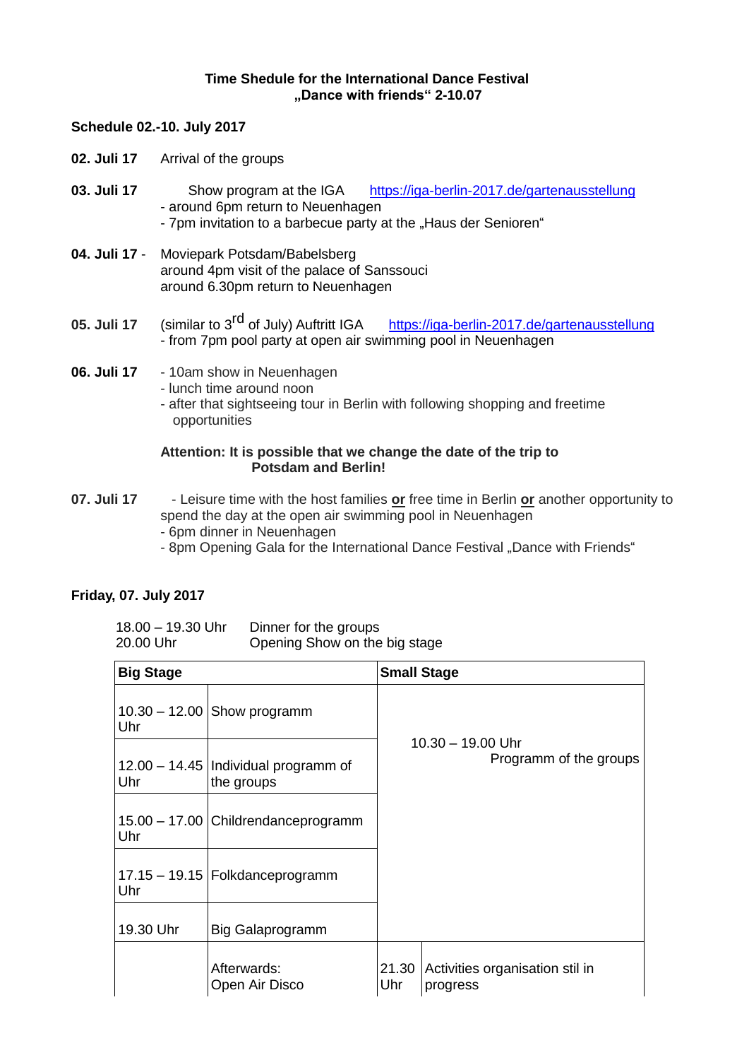# Time Shedule for the International Dance Festival „Dance with friends" 2-10.07

**Schedule 02.-10. July 2017**

**02. Juli 17** Arrival of the groups

**03. Juli 17** Show program at the IGA https://iga-berlin-2017.de/gartenausstellung
- around 6pm return to Neuenhagen
- 7pm invitation to a barbecue party at the „Haus der Senioren"

**04. Juli 17** - Moviepark Potsdam/Babelsberg
around 4pm visit of the palace of Sanssouci
around 6.30pm return to Neuenhagen

**05. Juli 17** (similar to 3rd of July) Auftritt IGA https://iga-berlin-2017.de/gartenausstellung
- from 7pm pool party at open air swimming pool in Neuenhagen

**06. Juli 17**
- 10am show in Neuenhagen
- lunch time around noon
- after that sightseeing tour in Berlin with following shopping and freetime opportunities

**Attention: It is possible that we change the date of the trip to Potsdam and Berlin!**

**07. Juli 17**
- Leisure time with the host families **or** free time in Berlin **or** another opportunity to spend the day at the open air swimming pool in Neuenhagen
- 6pm dinner in Neuenhagen
- 8pm Opening Gala for the International Dance Festival „Dance with Friends"

**Friday, 07. July 2017**

18.00 – 19.30 Uhr Dinner for the groups
20.00 Uhr Opening Show on the big stage

| **Big Stage** | | **Small Stage** | |
|---|---|---|---|
| 10.30 – 12.00 Uhr | Show programm | 10.30 – 19.00 Uhr Programm of the groups | |
| 12.00 – 14.45 Uhr | Individual programm of the groups | | |
| 15.00 – 17.00 Uhr | Childrendanceprogramm | | |
| 17.15 – 19.15 Uhr | Folkdanceprogramm | | |
| 19.30 Uhr | Big Galaprogramm | | |
| | Afterwards: Open Air Disco | 21.30 Uhr | Activities organisation stil in progress |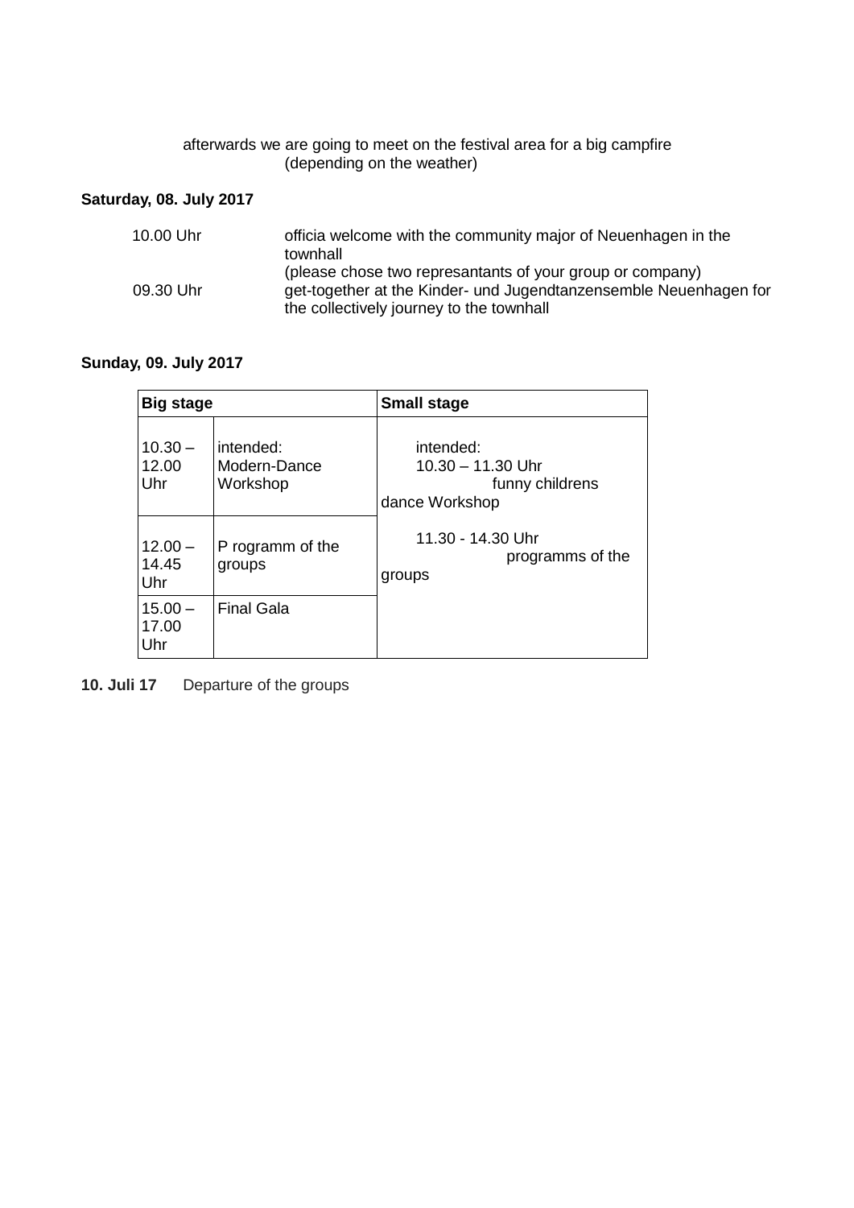afterwards we are going to meet on the festival area for a big campfire
(depending on the weather)

**Saturday, 08. July 2017**

| | |
|---|---|
| 10.00 Uhr | officia welcome with the community major of Neuenhagen in the townhall<br>(please chose two represantants of your group or company) |
| 09.30 Uhr | get-together at the Kinder- und Jugendtanzensemble Neuenhagen for the collectively journey to the townhall |

**Sunday, 09. July 2017**

| **Big stage** | | **Small stage** |
|---|---|---|
| 10.30 – 12.00 Uhr | intended: Modern-Dance Workshop | intended:<br>10.30 – 11.30 Uhr<br>funny childrens dance Workshop<br><br>11.30 - 14.30 Uhr<br>programms of the groups |
| 12.00 – 14.45 Uhr | P rogramm of the groups | |
| 15.00 – 17.00 Uhr | Final Gala | |

**10. Juli 17** Departure of the groups